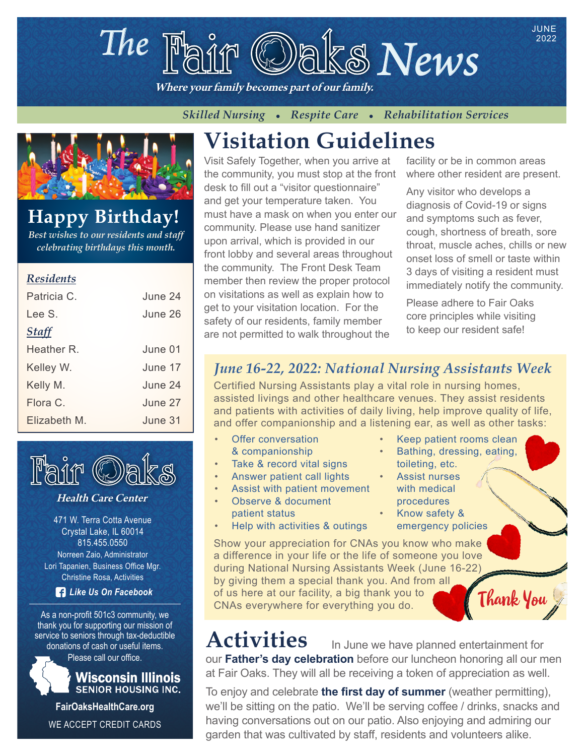# The Fair Oaks News

JUNE 2022

*Where your family becomes part of our family.*

*Skilled Nursing • Respite Care • Rehabilitation Services*

## Happy Birthday!

*Best wishes to our residents and staff celebrating birthdays this month.*

***Residents***

| | |
|---|---|
| Patricia C. | June 24 |
| Lee S. | June 26 |

***Staff***

| | |
|---|---|
| Heather R. | June 01 |
| Kelley W. | June 17 |
| Kelly M. | June 24 |
| Flora C. | June 27 |
| Elizabeth M. | June 31 |

**Fair Oaks**

***Health Care Center***

471 W. Terra Cotta Avenue
Crystal Lake, IL 60014
815.455.0550
Norreen Zaio, Administrator
Lori Tapanien, Business Office Mgr.
Christine Rosa, Activities

***Like Us On Facebook***

As a non-profit 501c3 community, we thank you for supporting our mission of service to seniors through tax-deductible donations of cash or useful items. Please call our office.

**Wisconsin Illinois SENIOR HOUSING INC.**

**FairOaksHealthCare.org**

WE ACCEPT CREDIT CARDS

# Visitation Guidelines

Visit Safely Together, when you arrive at the community, you must stop at the front desk to fill out a "visitor questionnaire" and get your temperature taken. You must have a mask on when you enter our community. Please use hand sanitizer upon arrival, which is provided in our front lobby and several areas throughout the community. The Front Desk Team member then review the proper protocol on visitations as well as explain how to get to your visitation location. For the safety of our residents, family member are not permitted to walk throughout the facility or be in common areas where other resident are present.

Any visitor who develops a diagnosis of Covid-19 or signs and symptoms such as fever, cough, shortness of breath, sore throat, muscle aches, chills or new onset loss of smell or taste within 3 days of visiting a resident must immediately notify the community.

Please adhere to Fair Oaks core principles while visiting to keep our resident safe!

## *June 16-22, 2022: National Nursing Assistants Week*

Certified Nursing Assistants play a vital role in nursing homes, assisted livings and other healthcare venues. They assist residents and patients with activities of daily living, help improve quality of life, and offer companionship and a listening ear, as well as other tasks:

- Offer conversation & companionship
- Take & record vital signs
- Answer patient call lights
- Assist with patient movement
- Observe & document patient status
- Help with activities & outings
- Keep patient rooms clean
- Bathing, dressing, eating, toileting, etc.
- Assist nurses with medical procedures
- Know safety & emergency policies

Show your appreciation for CNAs you know who make a difference in your life or the life of someone you love during National Nursing Assistants Week (June 16-22) by giving them a special thank you. And from all of us here at our facility, a big thank you to CNAs everywhere for everything you do.

Thank You

# Activities

In June we have planned entertainment for our **Father's day celebration** before our luncheon honoring all our men at Fair Oaks. They will all be receiving a token of appreciation as well.

To enjoy and celebrate **the first day of summer** (weather permitting), we'll be sitting on the patio. We'll be serving coffee / drinks, snacks and having conversations out on our patio. Also enjoying and admiring our garden that was cultivated by staff, residents and volunteers alike.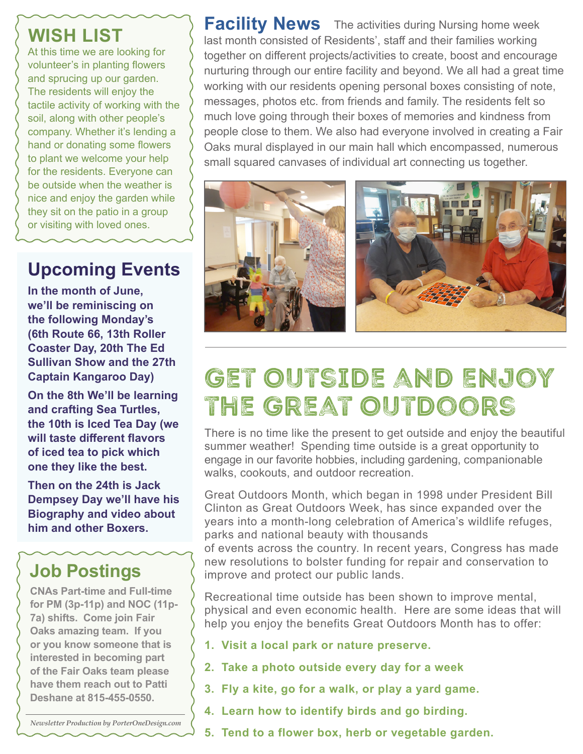## WISH LIST

At this time we are looking for volunteer's in planting flowers and sprucing up our garden. The residents will enjoy the tactile activity of working with the soil, along with other people's company. Whether it's lending a hand or donating some flowers to plant we welcome your help for the residents. Everyone can be outside when the weather is nice and enjoy the garden while they sit on the patio in a group or visiting with loved ones.

## Upcoming Events

**In the month of June, we'll be reminiscing on the following Monday's (6th Route 66, 13th Roller Coaster Day, 20th The Ed Sullivan Show and the 27th Captain Kangaroo Day)**

**On the 8th We'll be learning and crafting Sea Turtles, the 10th is Iced Tea Day (we will taste different flavors of iced tea to pick which one they like the best.**

**Then on the 24th is Jack Dempsey Day we'll have his Biography and video about him and other Boxers.**

## Job Postings

**CNAs Part-time and Full-time for PM (3p-11p) and NOC (11p-7a) shifts. Come join Fair Oaks amazing team. If you or you know someone that is interested in becoming part of the Fair Oaks team please have them reach out to Patti Deshane at 815-455-0550.**

*Newsletter Production by PorterOneDesign.com*

## Facility News

The activities during Nursing home week last month consisted of Residents', staff and their families working together on different projects/activities to create, boost and encourage nurturing through our entire facility and beyond. We all had a great time working with our residents opening personal boxes consisting of note, messages, photos etc. from friends and family. The residents felt so much love going through their boxes of memories and kindness from people close to them. We also had everyone involved in creating a Fair Oaks mural displayed in our main hall which encompassed, numerous small squared canvases of individual art connecting us together.

## GET OUTSIDE AND ENJOY THE GREAT OUTDOORS

There is no time like the present to get outside and enjoy the beautiful summer weather! Spending time outside is a great opportunity to engage in our favorite hobbies, including gardening, companionable walks, cookouts, and outdoor recreation.

Great Outdoors Month, which began in 1998 under President Bill Clinton as Great Outdoors Week, has since expanded over the years into a month-long celebration of America's wildlife refuges, parks and national beauty with thousands of events across the country. In recent years, Congress has made new resolutions to bolster funding for repair and conservation to improve and protect our public lands.

Recreational time outside has been shown to improve mental, physical and even economic health. Here are some ideas that will help you enjoy the benefits Great Outdoors Month has to offer:

1. **Visit a local park or nature preserve.**
2. **Take a photo outside every day for a week**
3. **Fly a kite, go for a walk, or play a yard game.**
4. **Learn how to identify birds and go birding.**
5. **Tend to a flower box, herb or vegetable garden.**